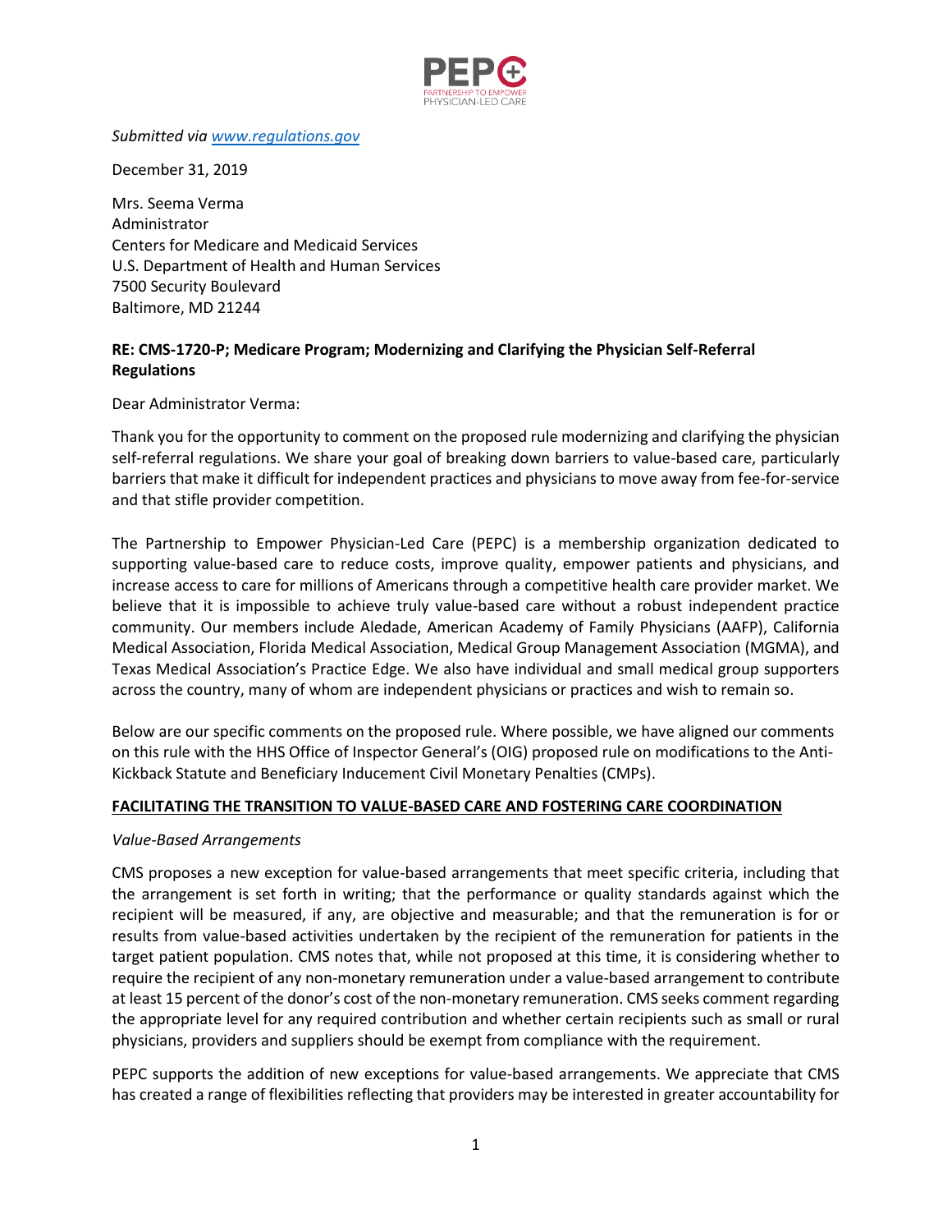PEPC
PARTNERSHIP TO EMPOWER PHYSICIAN-LED CARE

*Submitted via [www.regulations.gov](www.regulations.gov)*

December 31, 2019

Mrs. Seema Verma
Administrator
Centers for Medicare and Medicaid Services
U.S. Department of Health and Human Services
7500 Security Boulevard
Baltimore, MD 21244

**RE: CMS-1720-P; Medicare Program; Modernizing and Clarifying the Physician Self-Referral Regulations**

Dear Administrator Verma:

Thank you for the opportunity to comment on the proposed rule modernizing and clarifying the physician self-referral regulations. We share your goal of breaking down barriers to value-based care, particularly barriers that make it difficult for independent practices and physicians to move away from fee-for-service and that stifle provider competition.

The Partnership to Empower Physician-Led Care (PEPC) is a membership organization dedicated to supporting value-based care to reduce costs, improve quality, empower patients and physicians, and increase access to care for millions of Americans through a competitive health care provider market. We believe that it is impossible to achieve truly value-based care without a robust independent practice community. Our members include Aledade, American Academy of Family Physicians (AAFP), California Medical Association, Florida Medical Association, Medical Group Management Association (MGMA), and Texas Medical Association's Practice Edge. We also have individual and small medical group supporters across the country, many of whom are independent physicians or practices and wish to remain so.

Below are our specific comments on the proposed rule. Where possible, we have aligned our comments on this rule with the HHS Office of Inspector General's (OIG) proposed rule on modifications to the Anti-Kickback Statute and Beneficiary Inducement Civil Monetary Penalties (CMPs).

**FACILITATING THE TRANSITION TO VALUE-BASED CARE AND FOSTERING CARE COORDINATION**

*Value-Based Arrangements*

CMS proposes a new exception for value-based arrangements that meet specific criteria, including that the arrangement is set forth in writing; that the performance or quality standards against which the recipient will be measured, if any, are objective and measurable; and that the remuneration is for or results from value-based activities undertaken by the recipient of the remuneration for patients in the target patient population. CMS notes that, while not proposed at this time, it is considering whether to require the recipient of any non-monetary remuneration under a value-based arrangement to contribute at least 15 percent of the donor's cost of the non-monetary remuneration. CMS seeks comment regarding the appropriate level for any required contribution and whether certain recipients such as small or rural physicians, providers and suppliers should be exempt from compliance with the requirement.

PEPC supports the addition of new exceptions for value-based arrangements. We appreciate that CMS has created a range of flexibilities reflecting that providers may be interested in greater accountability for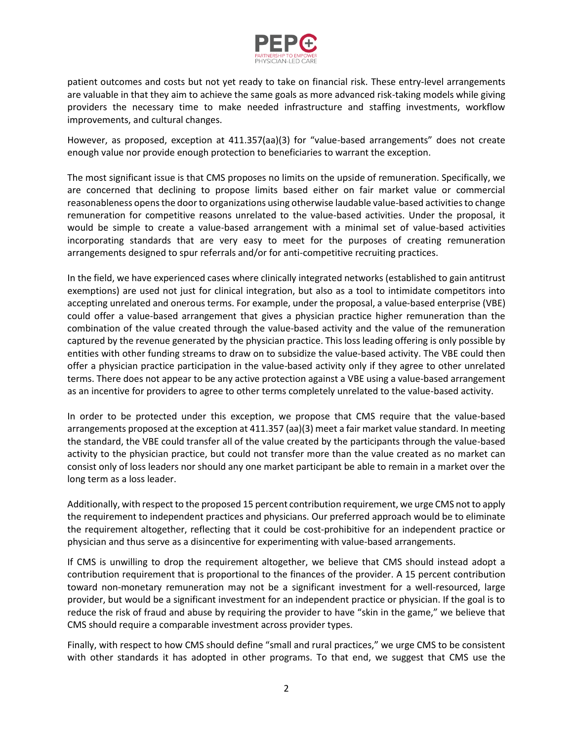patient outcomes and costs but not yet ready to take on financial risk. These entry-level arrangements are valuable in that they aim to achieve the same goals as more advanced risk-taking models while giving providers the necessary time to make needed infrastructure and staffing investments, workflow improvements, and cultural changes.

However, as proposed, exception at 411.357(aa)(3) for "value-based arrangements" does not create enough value nor provide enough protection to beneficiaries to warrant the exception.

The most significant issue is that CMS proposes no limits on the upside of remuneration. Specifically, we are concerned that declining to propose limits based either on fair market value or commercial reasonableness opens the door to organizations using otherwise laudable value-based activities to change remuneration for competitive reasons unrelated to the value-based activities. Under the proposal, it would be simple to create a value-based arrangement with a minimal set of value-based activities incorporating standards that are very easy to meet for the purposes of creating remuneration arrangements designed to spur referrals and/or for anti-competitive recruiting practices.

In the field, we have experienced cases where clinically integrated networks (established to gain antitrust exemptions) are used not just for clinical integration, but also as a tool to intimidate competitors into accepting unrelated and onerous terms. For example, under the proposal, a value-based enterprise (VBE) could offer a value-based arrangement that gives a physician practice higher remuneration than the combination of the value created through the value-based activity and the value of the remuneration captured by the revenue generated by the physician practice. This loss leading offering is only possible by entities with other funding streams to draw on to subsidize the value-based activity. The VBE could then offer a physician practice participation in the value-based activity only if they agree to other unrelated terms. There does not appear to be any active protection against a VBE using a value-based arrangement as an incentive for providers to agree to other terms completely unrelated to the value-based activity.

In order to be protected under this exception, we propose that CMS require that the value-based arrangements proposed at the exception at 411.357 (aa)(3) meet a fair market value standard. In meeting the standard, the VBE could transfer all of the value created by the participants through the value-based activity to the physician practice, but could not transfer more than the value created as no market can consist only of loss leaders nor should any one market participant be able to remain in a market over the long term as a loss leader.

Additionally, with respect to the proposed 15 percent contribution requirement, we urge CMS not to apply the requirement to independent practices and physicians. Our preferred approach would be to eliminate the requirement altogether, reflecting that it could be cost-prohibitive for an independent practice or physician and thus serve as a disincentive for experimenting with value-based arrangements.

If CMS is unwilling to drop the requirement altogether, we believe that CMS should instead adopt a contribution requirement that is proportional to the finances of the provider. A 15 percent contribution toward non-monetary remuneration may not be a significant investment for a well-resourced, large provider, but would be a significant investment for an independent practice or physician. If the goal is to reduce the risk of fraud and abuse by requiring the provider to have "skin in the game," we believe that CMS should require a comparable investment across provider types.

Finally, with respect to how CMS should define "small and rural practices," we urge CMS to be consistent with other standards it has adopted in other programs. To that end, we suggest that CMS use the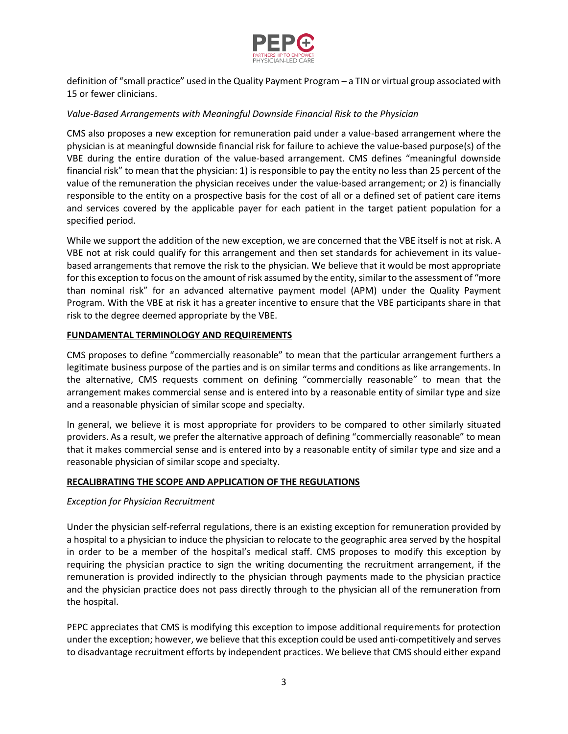definition of "small practice" used in the Quality Payment Program – a TIN or virtual group associated with 15 or fewer clinicians.

*Value-Based Arrangements with Meaningful Downside Financial Risk to the Physician*

CMS also proposes a new exception for remuneration paid under a value-based arrangement where the physician is at meaningful downside financial risk for failure to achieve the value-based purpose(s) of the VBE during the entire duration of the value-based arrangement. CMS defines "meaningful downside financial risk" to mean that the physician: 1) is responsible to pay the entity no less than 25 percent of the value of the remuneration the physician receives under the value-based arrangement; or 2) is financially responsible to the entity on a prospective basis for the cost of all or a defined set of patient care items and services covered by the applicable payer for each patient in the target patient population for a specified period.

While we support the addition of the new exception, we are concerned that the VBE itself is not at risk. A VBE not at risk could qualify for this arrangement and then set standards for achievement in its value-based arrangements that remove the risk to the physician. We believe that it would be most appropriate for this exception to focus on the amount of risk assumed by the entity, similar to the assessment of "more than nominal risk" for an advanced alternative payment model (APM) under the Quality Payment Program. With the VBE at risk it has a greater incentive to ensure that the VBE participants share in that risk to the degree deemed appropriate by the VBE.

**FUNDAMENTAL TERMINOLOGY AND REQUIREMENTS**

CMS proposes to define "commercially reasonable" to mean that the particular arrangement furthers a legitimate business purpose of the parties and is on similar terms and conditions as like arrangements. In the alternative, CMS requests comment on defining "commercially reasonable" to mean that the arrangement makes commercial sense and is entered into by a reasonable entity of similar type and size and a reasonable physician of similar scope and specialty.

In general, we believe it is most appropriate for providers to be compared to other similarly situated providers. As a result, we prefer the alternative approach of defining "commercially reasonable" to mean that it makes commercial sense and is entered into by a reasonable entity of similar type and size and a reasonable physician of similar scope and specialty.

**RECALIBRATING THE SCOPE AND APPLICATION OF THE REGULATIONS**

*Exception for Physician Recruitment*

Under the physician self-referral regulations, there is an existing exception for remuneration provided by a hospital to a physician to induce the physician to relocate to the geographic area served by the hospital in order to be a member of the hospital's medical staff. CMS proposes to modify this exception by requiring the physician practice to sign the writing documenting the recruitment arrangement, if the remuneration is provided indirectly to the physician through payments made to the physician practice and the physician practice does not pass directly through to the physician all of the remuneration from the hospital.

PEPC appreciates that CMS is modifying this exception to impose additional requirements for protection under the exception; however, we believe that this exception could be used anti-competitively and serves to disadvantage recruitment efforts by independent practices. We believe that CMS should either expand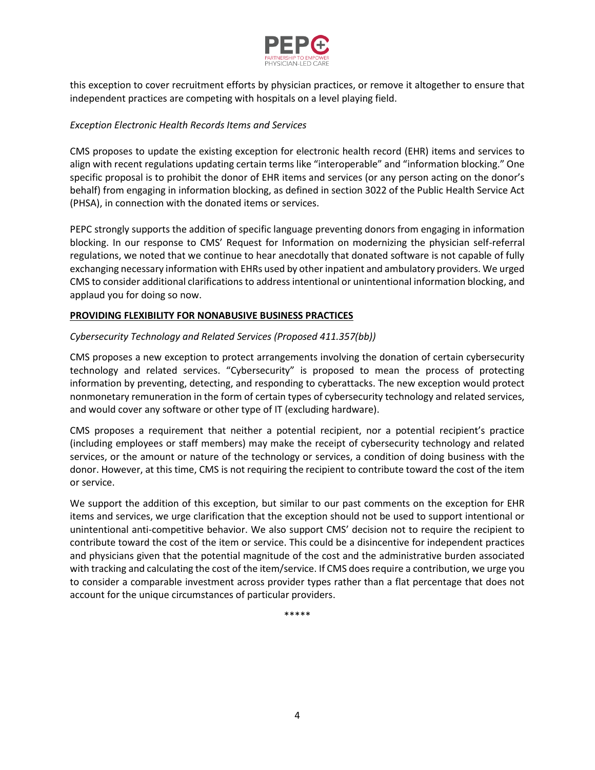this exception to cover recruitment efforts by physician practices, or remove it altogether to ensure that independent practices are competing with hospitals on a level playing field.

*Exception Electronic Health Records Items and Services*

CMS proposes to update the existing exception for electronic health record (EHR) items and services to align with recent regulations updating certain terms like "interoperable" and "information blocking." One specific proposal is to prohibit the donor of EHR items and services (or any person acting on the donor's behalf) from engaging in information blocking, as defined in section 3022 of the Public Health Service Act (PHSA), in connection with the donated items or services.

PEPC strongly supports the addition of specific language preventing donors from engaging in information blocking. In our response to CMS' Request for Information on modernizing the physician self-referral regulations, we noted that we continue to hear anecdotally that donated software is not capable of fully exchanging necessary information with EHRs used by other inpatient and ambulatory providers. We urged CMS to consider additional clarifications to address intentional or unintentional information blocking, and applaud you for doing so now.

**PROVIDING FLEXIBILITY FOR NONABUSIVE BUSINESS PRACTICES**

*Cybersecurity Technology and Related Services (Proposed 411.357(bb))*

CMS proposes a new exception to protect arrangements involving the donation of certain cybersecurity technology and related services. "Cybersecurity" is proposed to mean the process of protecting information by preventing, detecting, and responding to cyberattacks. The new exception would protect nonmonetary remuneration in the form of certain types of cybersecurity technology and related services, and would cover any software or other type of IT (excluding hardware).

CMS proposes a requirement that neither a potential recipient, nor a potential recipient's practice (including employees or staff members) may make the receipt of cybersecurity technology and related services, or the amount or nature of the technology or services, a condition of doing business with the donor. However, at this time, CMS is not requiring the recipient to contribute toward the cost of the item or service.

We support the addition of this exception, but similar to our past comments on the exception for EHR items and services, we urge clarification that the exception should not be used to support intentional or unintentional anti-competitive behavior. We also support CMS' decision not to require the recipient to contribute toward the cost of the item or service. This could be a disincentive for independent practices and physicians given that the potential magnitude of the cost and the administrative burden associated with tracking and calculating the cost of the item/service. If CMS does require a contribution, we urge you to consider a comparable investment across provider types rather than a flat percentage that does not account for the unique circumstances of particular providers.

*****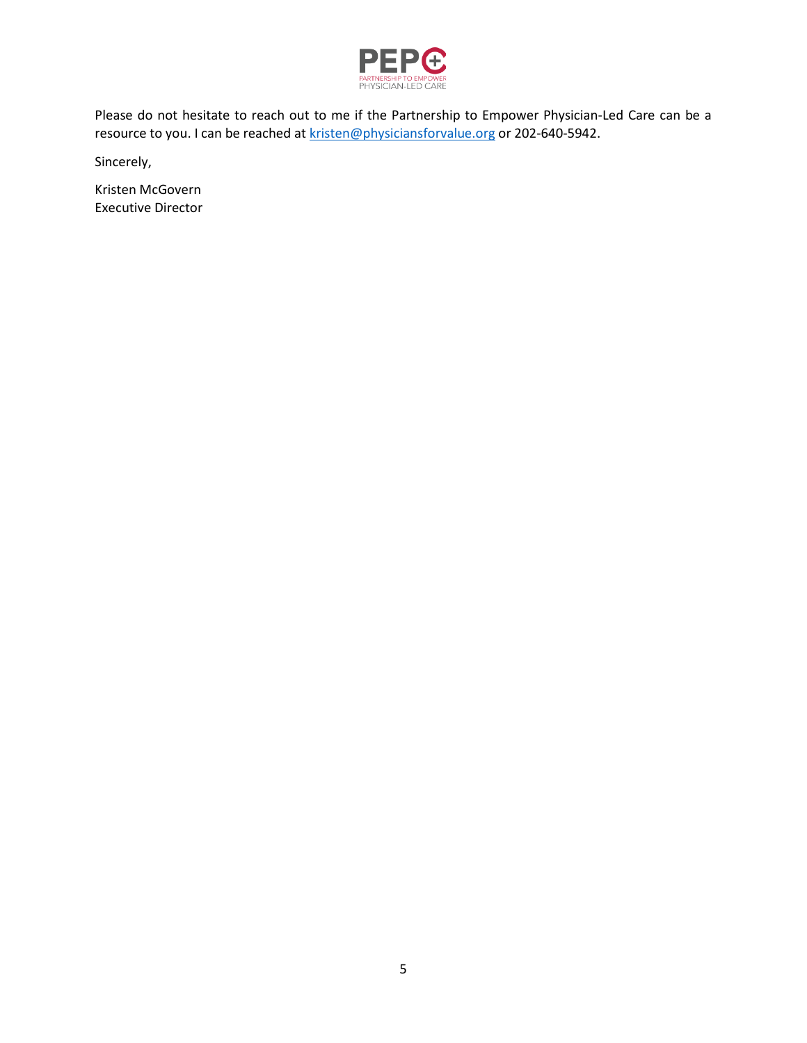Please do not hesitate to reach out to me if the Partnership to Empower Physician-Led Care can be a resource to you. I can be reached at kristen@physiciansforvalue.org or 202-640-5942.

Sincerely,

Kristen McGovern
Executive Director